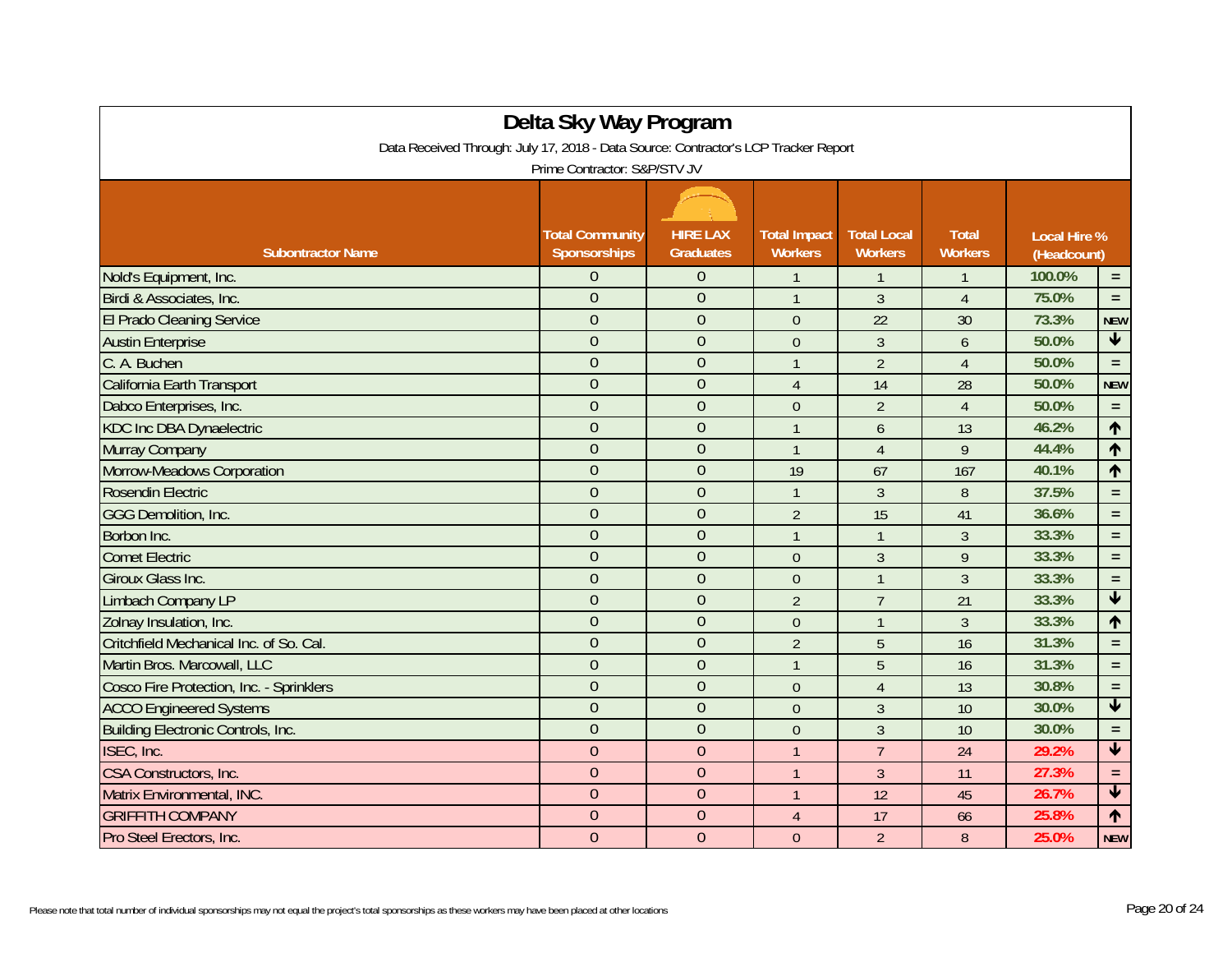# Delta Sky Way Program

Data Received Through: July 17, 2018 - Data Source: Contractor's LCP Tracker Report

Prime Contractor: S&P/STV JV

| Subontractor Name | Total Community Sponsorships | HIRE LAX Graduates | Total Impact Workers | Total Local Workers | Total Workers | Local Hire % (Headcount) | |
|---|---|---|---|---|---|---|---|
| Nold's Equipment, Inc. | 0 | 0 | 1 | 1 | 1 | 100.0% | = |
| Birdi & Associates, Inc. | 0 | 0 | 1 | 3 | 4 | 75.0% | = |
| El Prado Cleaning Service | 0 | 0 | 0 | 22 | 30 | 73.3% | NEW |
| Austin Enterprise | 0 | 0 | 0 | 3 | 6 | 50.0% | ↓ |
| C. A. Buchen | 0 | 0 | 1 | 2 | 4 | 50.0% | = |
| California Earth Transport | 0 | 0 | 4 | 14 | 28 | 50.0% | NEW |
| Dabco Enterprises, Inc. | 0 | 0 | 0 | 2 | 4 | 50.0% | = |
| KDC Inc DBA Dynaelectric | 0 | 0 | 1 | 6 | 13 | 46.2% | ↑ |
| Murray Company | 0 | 0 | 1 | 4 | 9 | 44.4% | ↑ |
| Morrow-Meadows Corporation | 0 | 0 | 19 | 67 | 167 | 40.1% | ↑ |
| Rosendin Electric | 0 | 0 | 1 | 3 | 8 | 37.5% | = |
| GGG Demolition, Inc. | 0 | 0 | 2 | 15 | 41 | 36.6% | = |
| Borbon Inc. | 0 | 0 | 1 | 1 | 3 | 33.3% | = |
| Comet Electric | 0 | 0 | 0 | 3 | 9 | 33.3% | = |
| Giroux Glass Inc. | 0 | 0 | 0 | 1 | 3 | 33.3% | = |
| Limbach Company LP | 0 | 0 | 2 | 7 | 21 | 33.3% | ↓ |
| Zolnay Insulation, Inc. | 0 | 0 | 0 | 1 | 3 | 33.3% | ↑ |
| Critchfield Mechanical Inc. of So. Cal. | 0 | 0 | 2 | 5 | 16 | 31.3% | = |
| Martin Bros. Marcowall, LLC | 0 | 0 | 1 | 5 | 16 | 31.3% | = |
| Cosco Fire Protection, Inc. - Sprinklers | 0 | 0 | 0 | 4 | 13 | 30.8% | = |
| ACCO Engineered Systems | 0 | 0 | 0 | 3 | 10 | 30.0% | ↓ |
| Building Electronic Controls, Inc. | 0 | 0 | 0 | 3 | 10 | 30.0% | = |
| ISEC, Inc. | 0 | 0 | 1 | 7 | 24 | 29.2% | ↓ |
| CSA Constructors, Inc. | 0 | 0 | 1 | 3 | 11 | 27.3% | = |
| Matrix Environmental, INC. | 0 | 0 | 1 | 12 | 45 | 26.7% | ↓ |
| GRIFFITH COMPANY | 0 | 0 | 4 | 17 | 66 | 25.8% | ↑ |
| Pro Steel Erectors, Inc. | 0 | 0 | 0 | 2 | 8 | 25.0% | NEW |

Please note that total number of individual sponsorships may not equal the project's total sponsorships as these workers may have been placed at other locations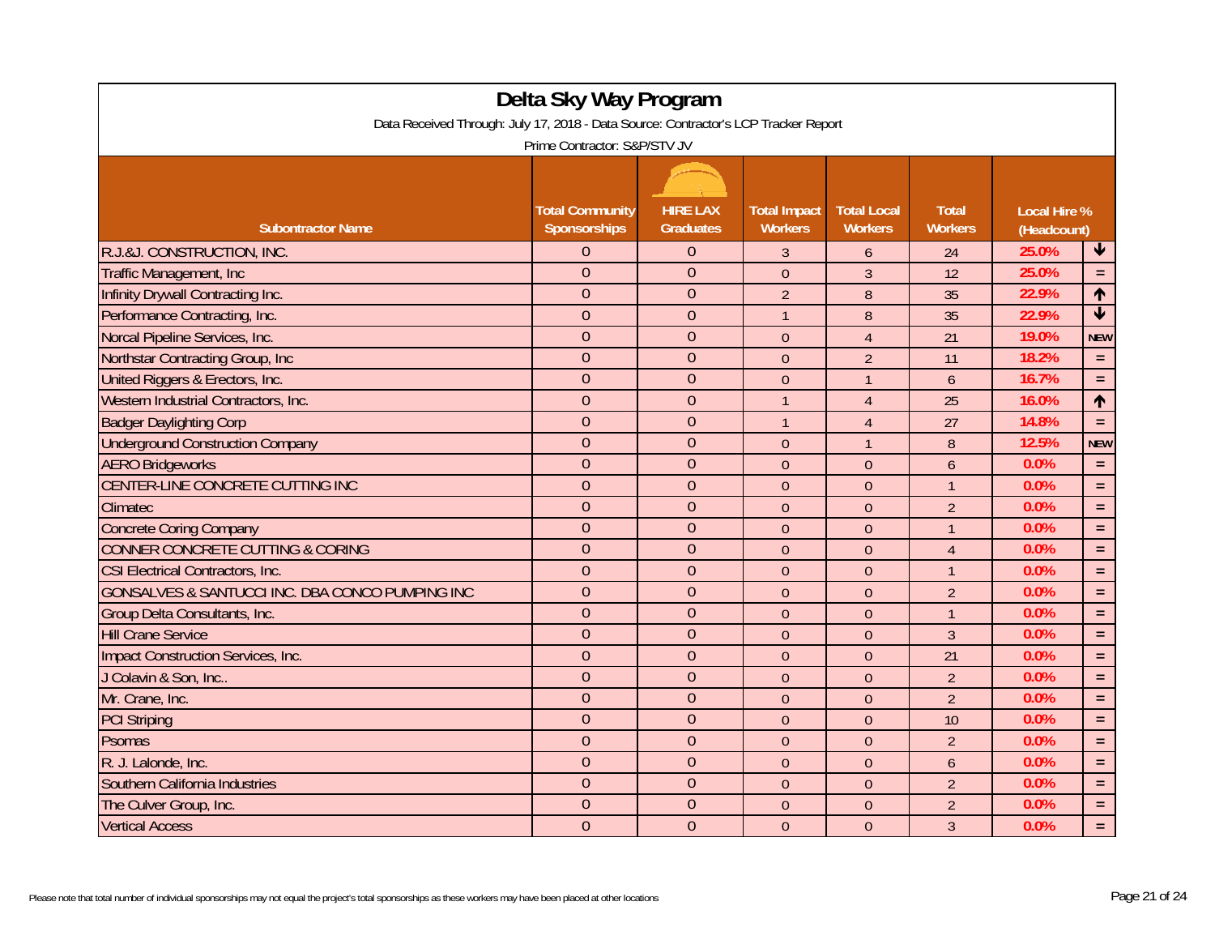# Delta Sky Way Program

Data Received Through: July 17, 2018 - Data Source: Contractor's LCP Tracker Report

Prime Contractor: S&P/STV JV

| Subontractor Name | Total Community Sponsorships | HIRE LAX Graduates | Total Impact Workers | Total Local Workers | Total Workers | Local Hire % (Headcount) | |
|---|---|---|---|---|---|---|---|
| R.J.&J. CONSTRUCTION, INC. | 0 | 0 | 3 | 6 | 24 | 25.0% | ↓ |
| Traffic Management, Inc | 0 | 0 | 0 | 3 | 12 | 25.0% | = |
| Infinity Drywall Contracting Inc. | 0 | 0 | 2 | 8 | 35 | 22.9% | ↑ |
| Performance Contracting, Inc. | 0 | 0 | 1 | 8 | 35 | 22.9% | ↓ |
| Norcal Pipeline Services, Inc. | 0 | 0 | 0 | 4 | 21 | 19.0% | NEW |
| Northstar Contracting Group, Inc | 0 | 0 | 0 | 2 | 11 | 18.2% | = |
| United Riggers & Erectors, Inc. | 0 | 0 | 0 | 1 | 6 | 16.7% | = |
| Western Industrial Contractors, Inc. | 0 | 0 | 1 | 4 | 25 | 16.0% | ↑ |
| Badger Daylighting Corp | 0 | 0 | 1 | 4 | 27 | 14.8% | = |
| Underground Construction Company | 0 | 0 | 0 | 1 | 8 | 12.5% | NEW |
| AERO Bridgeworks | 0 | 0 | 0 | 0 | 6 | 0.0% | = |
| CENTER-LINE CONCRETE CUTTING INC | 0 | 0 | 0 | 0 | 1 | 0.0% | = |
| Climatec | 0 | 0 | 0 | 0 | 2 | 0.0% | = |
| Concrete Coring Company | 0 | 0 | 0 | 0 | 1 | 0.0% | = |
| CONNER CONCRETE CUTTING & CORING | 0 | 0 | 0 | 0 | 4 | 0.0% | = |
| CSI Electrical Contractors, Inc. | 0 | 0 | 0 | 0 | 1 | 0.0% | = |
| GONSALVES & SANTUCCI INC. DBA CONCO PUMPING INC | 0 | 0 | 0 | 0 | 2 | 0.0% | = |
| Group Delta Consultants, Inc. | 0 | 0 | 0 | 0 | 1 | 0.0% | = |
| Hill Crane Service | 0 | 0 | 0 | 0 | 3 | 0.0% | = |
| Impact Construction Services, Inc. | 0 | 0 | 0 | 0 | 21 | 0.0% | = |
| J Colavin & Son, Inc.. | 0 | 0 | 0 | 0 | 2 | 0.0% | = |
| Mr. Crane, Inc. | 0 | 0 | 0 | 0 | 2 | 0.0% | = |
| PCI Striping | 0 | 0 | 0 | 0 | 10 | 0.0% | = |
| Psomas | 0 | 0 | 0 | 0 | 2 | 0.0% | = |
| R. J. Lalonde, Inc. | 0 | 0 | 0 | 0 | 6 | 0.0% | = |
| Southern California Industries | 0 | 0 | 0 | 0 | 2 | 0.0% | = |
| The Culver Group, Inc. | 0 | 0 | 0 | 0 | 2 | 0.0% | = |
| Vertical Access | 0 | 0 | 0 | 0 | 3 | 0.0% | = |

Please note that total number of individual sponsorships may not equal the project's total sponsorships as these workers may have been placed at other locations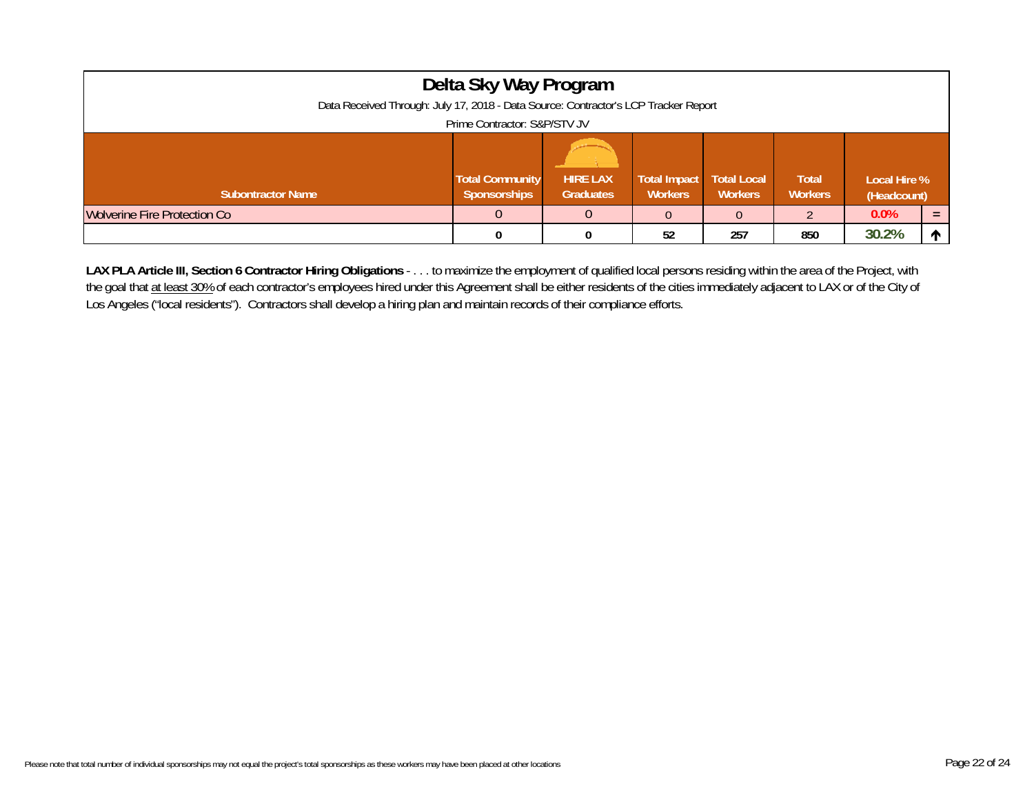# Delta Sky Way Program

Data Received Through: July 17, 2018 - Data Source: Contractor's LCP Tracker Report

Prime Contractor: S&P/STV JV

| Subontractor Name | Total Community Sponsorships | HIRE LAX Graduates | Total Impact Workers | Total Local Workers | Total Workers | Local Hire % (Headcount) | |
|---|---|---|---|---|---|---|---|
| Wolverine Fire Protection Co | 0 | 0 | 0 | 0 | 2 | 0.0% | = |
| | **0** | **0** | **52** | **257** | **850** | **30.2%** | ↑ |

**LAX PLA Article III, Section 6 Contractor Hiring Obligations** - . . . to maximize the employment of qualified local persons residing within the area of the Project, with the goal that at least 30% of each contractor's employees hired under this Agreement shall be either residents of the cities immediately adjacent to LAX or of the City of Los Angeles ("local residents"). Contractors shall develop a hiring plan and maintain records of their compliance efforts.

Please note that total number of individual sponsorships may not equal the project's total sponsorships as these workers may have been placed at other locations